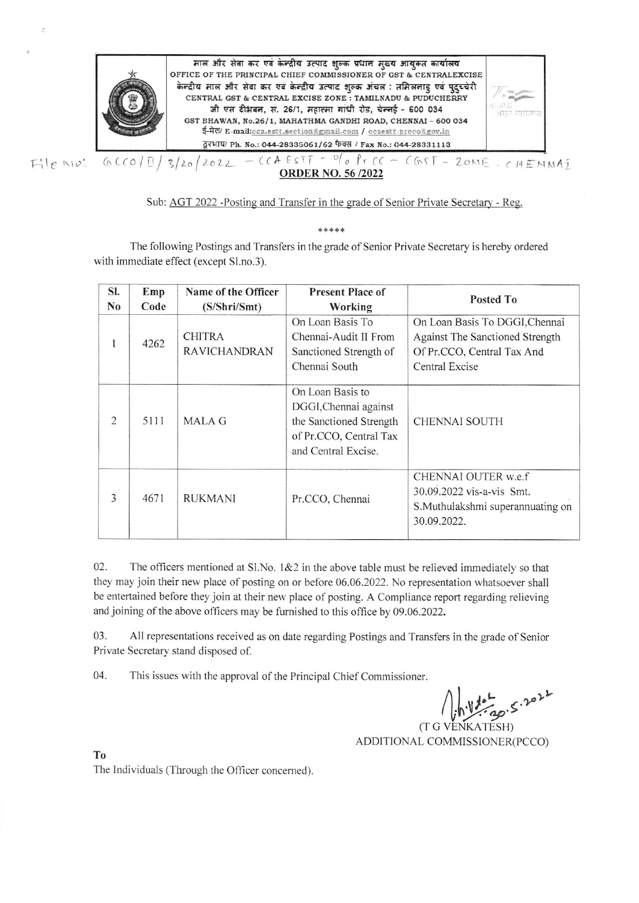माल और सेवा कर एवं केन्द्रीय उत्पाद शुल्क प्रधान मुख्य आयुक्त कार्यालय
OFFICE OF THE PRINCIPAL CHIEF COMMISSIONER OF GST & CENTRALEXCISE
केन्द्रीय माल और सेवा कर एवं केन्द्रीय उत्पाद शुल्क अंचल : तमिलनाडु एवं पुदुच्चेरी
CENTRAL GST & CENTRAL EXCISE ZONE : TAMILNADU & PUDUCHERRY
जी एस टीभवन, सं. 26/1, महात्मा गांधी रोड, चेन्नई - 600 034
GST BHAWAN, No.26/1, MAHATHMA GANDHI ROAD, CHENNAI - 600 034
ई-मेल/ E-mail:cca.estt.section@gmail.com / ccaestt-preco@gov.in
दूरभाष/ Ph. No.: 044-28335061/62 फैक्स / Fax No.: 044-28331113

File No: GCCO/D/3/20/2022 – CCA ESTT – O/o Pr CC – CGST – ZONE – CHENNAI

## ORDER NO. 56 /2022

Sub: AGT 2022 -Posting and Transfer in the grade of Senior Private Secretary - Reg.

\*\*\*\*\*

The following Postings and Transfers in the grade of Senior Private Secretary is hereby ordered with immediate effect (except Sl.no.3).

| Sl. No | Emp Code | Name of the Officer (S/Shri/Smt) | Present Place of Working | Posted To |
|---|---|---|---|---|
| 1 | 4262 | CHITRA RAVICHANDRAN | On Loan Basis To Chennai-Audit II From Sanctioned Strength of Chennai South | On Loan Basis To DGGI,Chennai Against The Sanctioned Strength Of Pr.CCO, Central Tax And Central Excise |
| 2 | 5111 | MALA G | On Loan Basis to DGGI,Chennai against the Sanctioned Strength of Pr.CCO, Central Tax and Central Excise. | CHENNAI SOUTH |
| 3 | 4671 | RUKMANI | Pr.CCO, Chennai | CHENNAI OUTER w.e.f 30.09.2022 vis-a-vis Smt. S.Muthulakshmi superannuating on 30.09.2022. |

02. The officers mentioned at Sl.No. 1&2 in the above table must be relieved immediately so that they may join their new place of posting on or before 06.06.2022. No representation whatsoever shall be entertained before they join at their new place of posting. A Compliance report regarding relieving and joining of the above officers may be furnished to this office by 09.06.2022.

03. All representations received as on date regarding Postings and Transfers in the grade of Senior Private Secretary stand disposed of.

04. This issues with the approval of the Principal Chief Commissioner.

30.5.2022

(T G VENKATESH)
ADDITIONAL COMMISSIONER(PCCO)

To
The Individuals (Through the Officer concerned).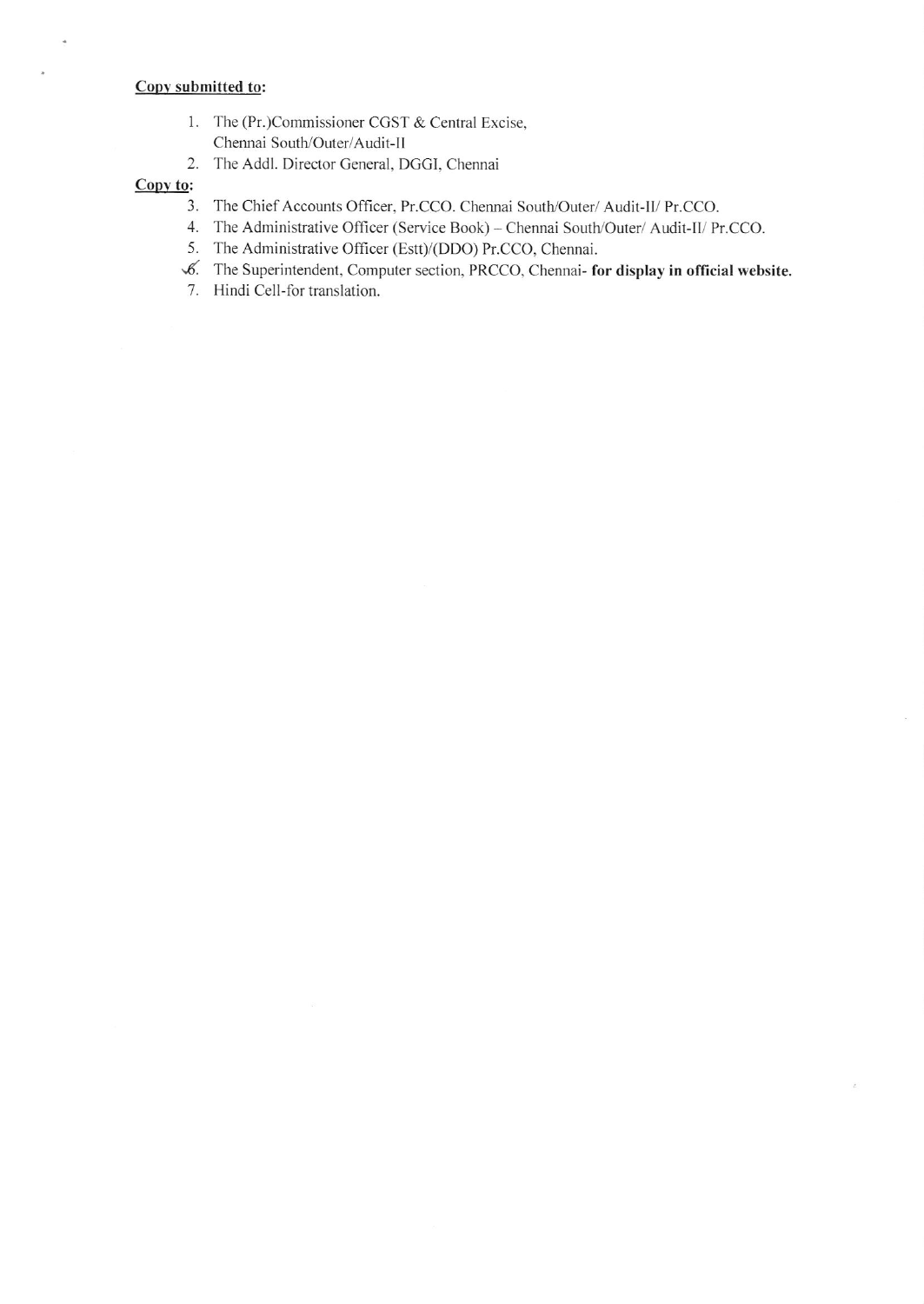**<u>Copy submitted to</u>:**

1. The (Pr.)Commissioner CGST & Central Excise,
   Chennai South/Outer/Audit-II
2. The Addl. Director General, DGGI, Chennai

**<u>Copy to</u>:**

3. The Chief Accounts Officer, Pr.CCO. Chennai South/Outer/ Audit-II/ Pr.CCO.
4. The Administrative Officer (Service Book) – Chennai South/Outer/ Audit-II/ Pr.CCO.
5. The Administrative Officer (Estt)/(DDO) Pr.CCO, Chennai.
6. The Superintendent, Computer section, PRCCO, Chennai- **for display in official website.**
7. Hindi Cell-for translation.